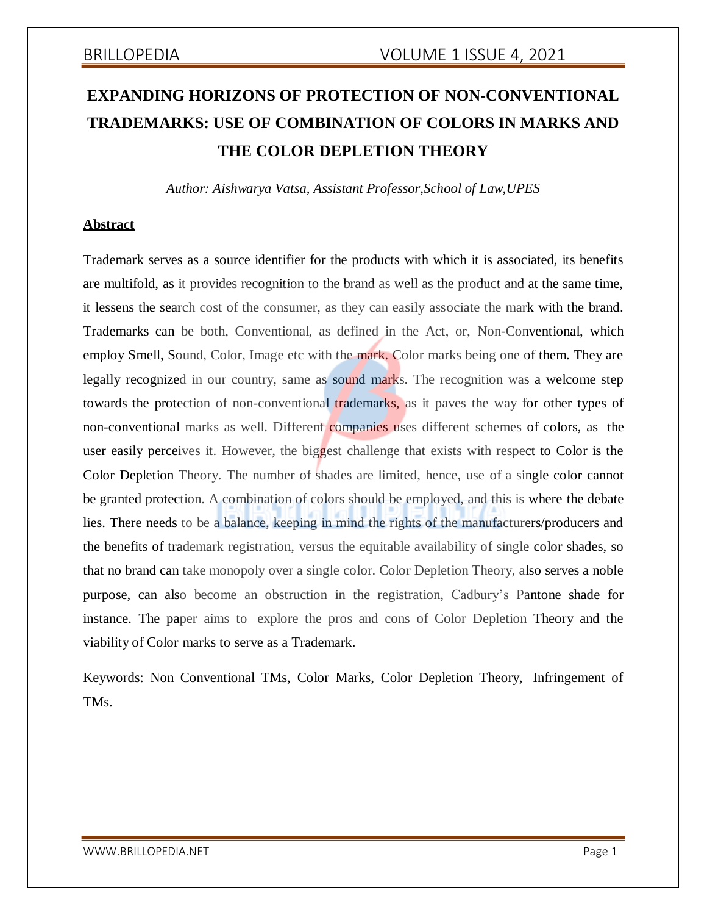# EXPANDING HORIZONS OF PROTECTION OF NON-CONVENTIONAL TRADEMARKS: USE OF COMBINATION OF COLORS IN MARKS AND THE COLOR DEPLETION THEORY

*Author: Aishwarya Vatsa, Assistant Professor,School of Law,UPES*

## Abstract

Trademark serves as a source identifier for the products with which it is associated, its benefits are multifold, as it provides recognition to the brand as well as the product and at the same time, it lessens the search cost of the consumer, as they can easily associate the mark with the brand. Trademarks can be both, Conventional, as defined in the Act, or, Non-Conventional, which employ Smell, Sound, Color, Image etc with the mark. Color marks being one of them. They are legally recognized in our country, same as sound marks. The recognition was a welcome step towards the protection of non-conventional trademarks, as it paves the way for other types of non-conventional marks as well. Different companies uses different schemes of colors, as the user easily perceives it. However, the biggest challenge that exists with respect to Color is the Color Depletion Theory. The number of shades are limited, hence, use of a single color cannot be granted protection. A combination of colors should be employed, and this is where the debate lies. There needs to be a balance, keeping in mind the rights of the manufacturers/producers and the benefits of trademark registration, versus the equitable availability of single color shades, so that no brand can take monopoly over a single color. Color Depletion Theory, also serves a noble purpose, can also become an obstruction in the registration, Cadbury's Pantone shade for instance. The paper aims to explore the pros and cons of Color Depletion Theory and the viability of Color marks to serve as a Trademark.

Keywords: Non Conventional TMs, Color Marks, Color Depletion Theory, Infringement of TMs.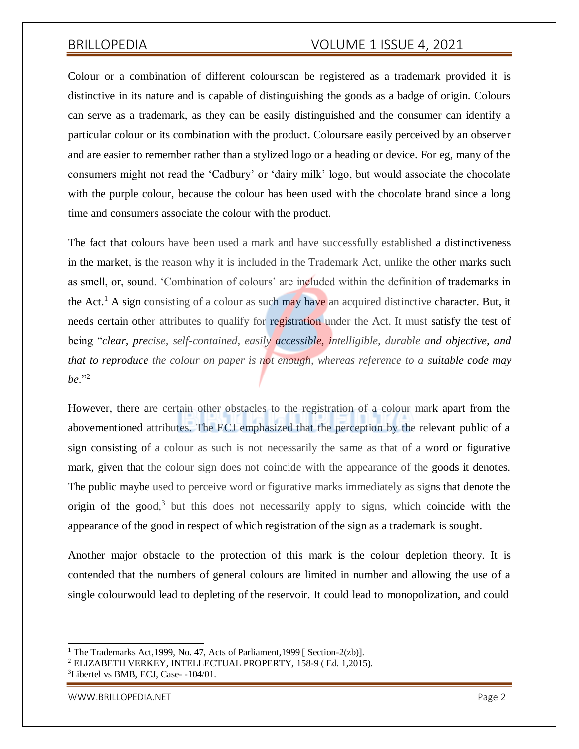Colour or a combination of different colourscan be registered as a trademark provided it is distinctive in its nature and is capable of distinguishing the goods as a badge of origin. Colours can serve as a trademark, as they can be easily distinguished and the consumer can identify a particular colour or its combination with the product. Coloursare easily perceived by an observer and are easier to remember rather than a stylized logo or a heading or device. For eg, many of the consumers might not read the 'Cadbury' or 'dairy milk' logo, but would associate the chocolate with the purple colour, because the colour has been used with the chocolate brand since a long time and consumers associate the colour with the product.

The fact that colours have been used a mark and have successfully established a distinctiveness in the market, is the reason why it is included in the Trademark Act, unlike the other marks such as smell, or, sound. 'Combination of colours' are included within the definition of trademarks in the Act.[1] A sign consisting of a colour as such may have an acquired distinctive character. But, it needs certain other attributes to qualify for registration under the Act. It must satisfy the test of being "*clear, precise, self-contained, easily accessible, intelligible, durable and objective, and that to reproduce the colour on paper is not enough, whereas reference to a suitable code may be*."[2]

However, there are certain other obstacles to the registration of a colour mark apart from the abovementioned attributes. The ECJ emphasized that the perception by the relevant public of a sign consisting of a colour as such is not necessarily the same as that of a word or figurative mark, given that the colour sign does not coincide with the appearance of the goods it denotes. The public maybe used to perceive word or figurative marks immediately as signs that denote the origin of the good,[3] but this does not necessarily apply to signs, which coincide with the appearance of the good in respect of which registration of the sign as a trademark is sought.

Another major obstacle to the protection of this mark is the colour depletion theory. It is contended that the numbers of general colours are limited in number and allowing the use of a single colourwould lead to depleting of the reservoir. It could lead to monopolization, and could

---

[1] The Trademarks Act,1999, No. 47, Acts of Parliament,1999 [ Section-2(zb)].

[2] ELIZABETH VERKEY, INTELLECTUAL PROPERTY, 158-9 ( Ed. 1,2015).

[3] Libertel vs BMB, ECJ, Case- -104/01.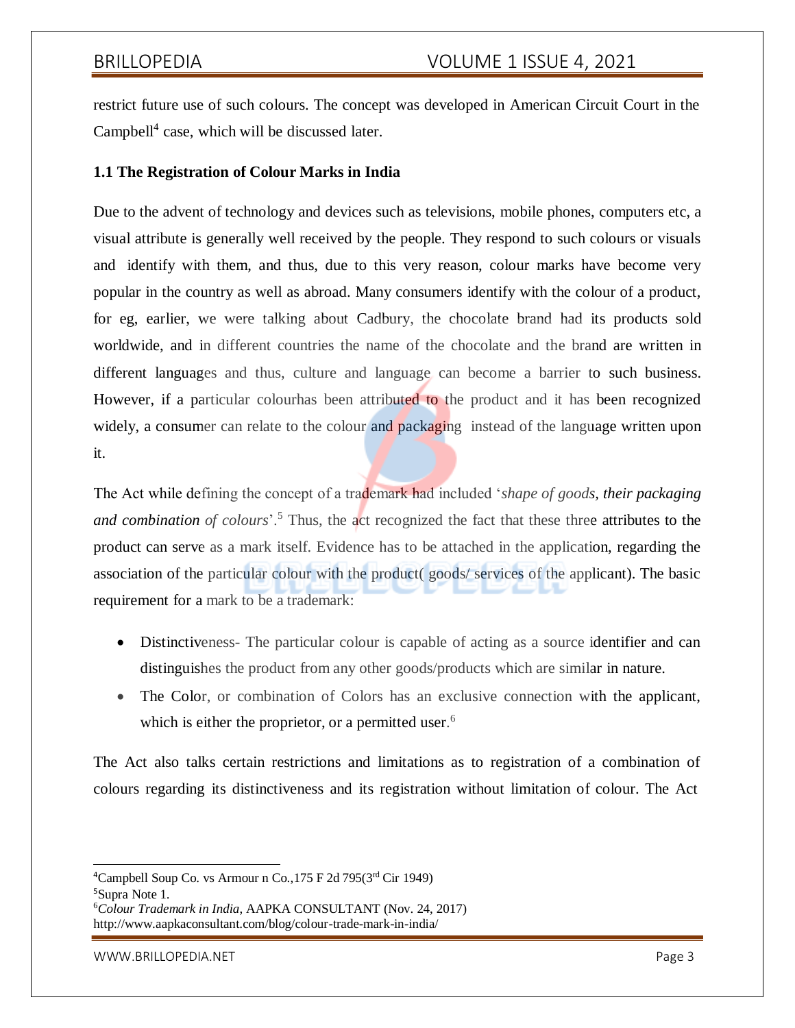restrict future use of such colours. The concept was developed in American Circuit Court in the Campbell[4] case, which will be discussed later.

### 1.1 The Registration of Colour Marks in India

Due to the advent of technology and devices such as televisions, mobile phones, computers etc, a visual attribute is generally well received by the people. They respond to such colours or visuals and identify with them, and thus, due to this very reason, colour marks have become very popular in the country as well as abroad. Many consumers identify with the colour of a product, for eg, earlier, we were talking about Cadbury, the chocolate brand had its products sold worldwide, and in different countries the name of the chocolate and the brand are written in different languages and thus, culture and language can become a barrier to such business. However, if a particular colourhas been attributed to the product and it has been recognized widely, a consumer can relate to the colour and packaging instead of the language written upon it.

The Act while defining the concept of a trademark had included '*shape of goods, their packaging and combination of colours*'.[5] Thus, the act recognized the fact that these three attributes to the product can serve as a mark itself. Evidence has to be attached in the application, regarding the association of the particular colour with the product( goods/ services of the applicant). The basic requirement for a mark to be a trademark:

- Distinctiveness- The particular colour is capable of acting as a source identifier and can distinguishes the product from any other goods/products which are similar in nature.
- The Color, or combination of Colors has an exclusive connection with the applicant, which is either the proprietor, or a permitted user.[6]

The Act also talks certain restrictions and limitations as to registration of a combination of colours regarding its distinctiveness and its registration without limitation of colour. The Act

---

[4]Campbell Soup Co. vs Armour n Co.,175 F 2d 795(3rd Cir 1949)

[5]Supra Note 1.

[6]*Colour Trademark in India*, AAPKA CONSULTANT (Nov. 24, 2017) http://www.aapkaconsultant.com/blog/colour-trade-mark-in-india/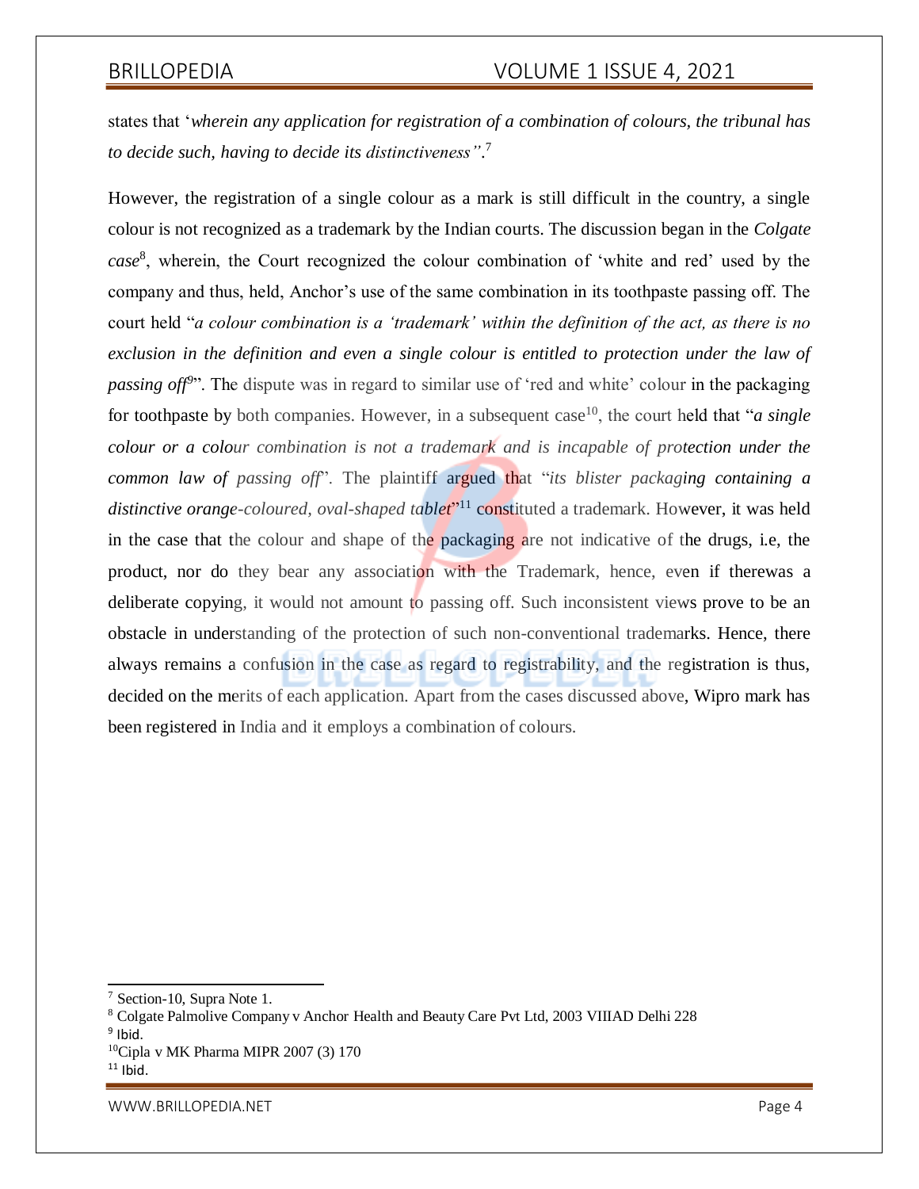states that '*wherein any application for registration of a combination of colours, the tribunal has to decide such, having to decide its distinctiveness"*.[7]

However, the registration of a single colour as a mark is still difficult in the country, a single colour is not recognized as a trademark by the Indian courts. The discussion began in the *Colgate case*[8], wherein, the Court recognized the colour combination of 'white and red' used by the company and thus, held, Anchor's use of the same combination in its toothpaste passing off. The court held "*a colour combination is a 'trademark' within the definition of the act, as there is no exclusion in the definition and even a single colour is entitled to protection under the law of passing off*[9]". The dispute was in regard to similar use of 'red and white' colour in the packaging for toothpaste by both companies. However, in a subsequent case[10], the court held that "*a single colour or a colour combination is not a trademark and is incapable of protection under the common law of passing off*". The plaintiff argued that "*its blister packaging containing a distinctive orange-coloured, oval-shaped tablet*"[11] constituted a trademark. However, it was held in the case that the colour and shape of the packaging are not indicative of the drugs, i.e, the product, nor do they bear any association with the Trademark, hence, even if therewas a deliberate copying, it would not amount to passing off. Such inconsistent views prove to be an obstacle in understanding of the protection of such non-conventional trademarks. Hence, there always remains a confusion in the case as regard to registrability, and the registration is thus, decided on the merits of each application. Apart from the cases discussed above, Wipro mark has been registered in India and it employs a combination of colours.

---

[7] Section-10, Supra Note 1.

[8] Colgate Palmolive Company v Anchor Health and Beauty Care Pvt Ltd, 2003 VIIIAD Delhi 228

[9] Ibid.

[10] Cipla v MK Pharma MIPR 2007 (3) 170

[11] Ibid.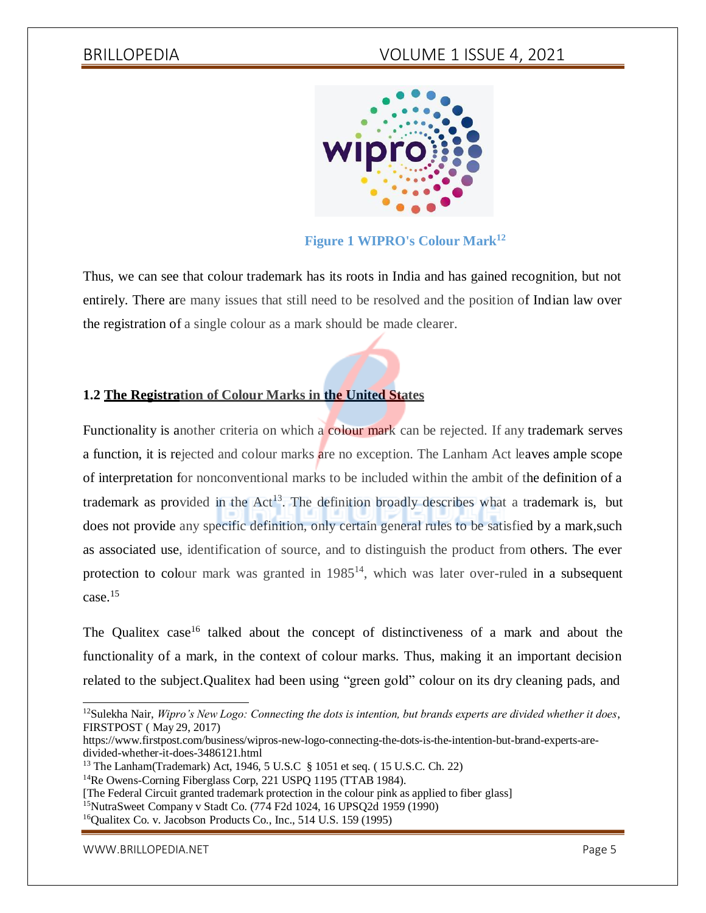Figure 1 WIPRO's Colour Mark[12]

Thus, we can see that colour trademark has its roots in India and has gained recognition, but not entirely. There are many issues that still need to be resolved and the position of Indian law over the registration of a single colour as a mark should be made clearer.

### 1.2 The Registration of Colour Marks in the United States

Functionality is another criteria on which a colour mark can be rejected. If any trademark serves a function, it is rejected and colour marks are no exception. The Lanham Act leaves ample scope of interpretation for nonconventional marks to be included within the ambit of the definition of a trademark as provided in the Act[13]. The definition broadly describes what a trademark is, but does not provide any specific definition, only certain general rules to be satisfied by a mark,such as associated use, identification of source, and to distinguish the product from others. The ever protection to colour mark was granted in 1985[14], which was later over-ruled in a subsequent case.[15]

The Qualitex case[16] talked about the concept of distinctiveness of a mark and about the functionality of a mark, in the context of colour marks. Thus, making it an important decision related to the subject.Qualitex had been using "green gold" colour on its dry cleaning pads, and

---

[12]Sulekha Nair, *Wipro's New Logo: Connecting the dots is intention, but brands experts are divided whether it does*, FIRSTPOST ( May 29, 2017) https://www.firstpost.com/business/wipros-new-logo-connecting-the-dots-is-the-intention-but-brand-experts-are-divided-whether-it-does-3486121.html

[13] The Lanham(Trademark) Act, 1946, 5 U.S.C § 1051 et seq. ( 15 U.S.C. Ch. 22)

[14]Re Owens-Corning Fiberglass Corp, 221 USPQ 1195 (TTAB 1984).
[The Federal Circuit granted trademark protection in the colour pink as applied to fiber glass]

[15]NutraSweet Company v Stadt Co. (774 F2d 1024, 16 UPSQ2d 1959 (1990)

[16]Qualitex Co. v. Jacobson Products Co., Inc., 514 U.S. 159 (1995)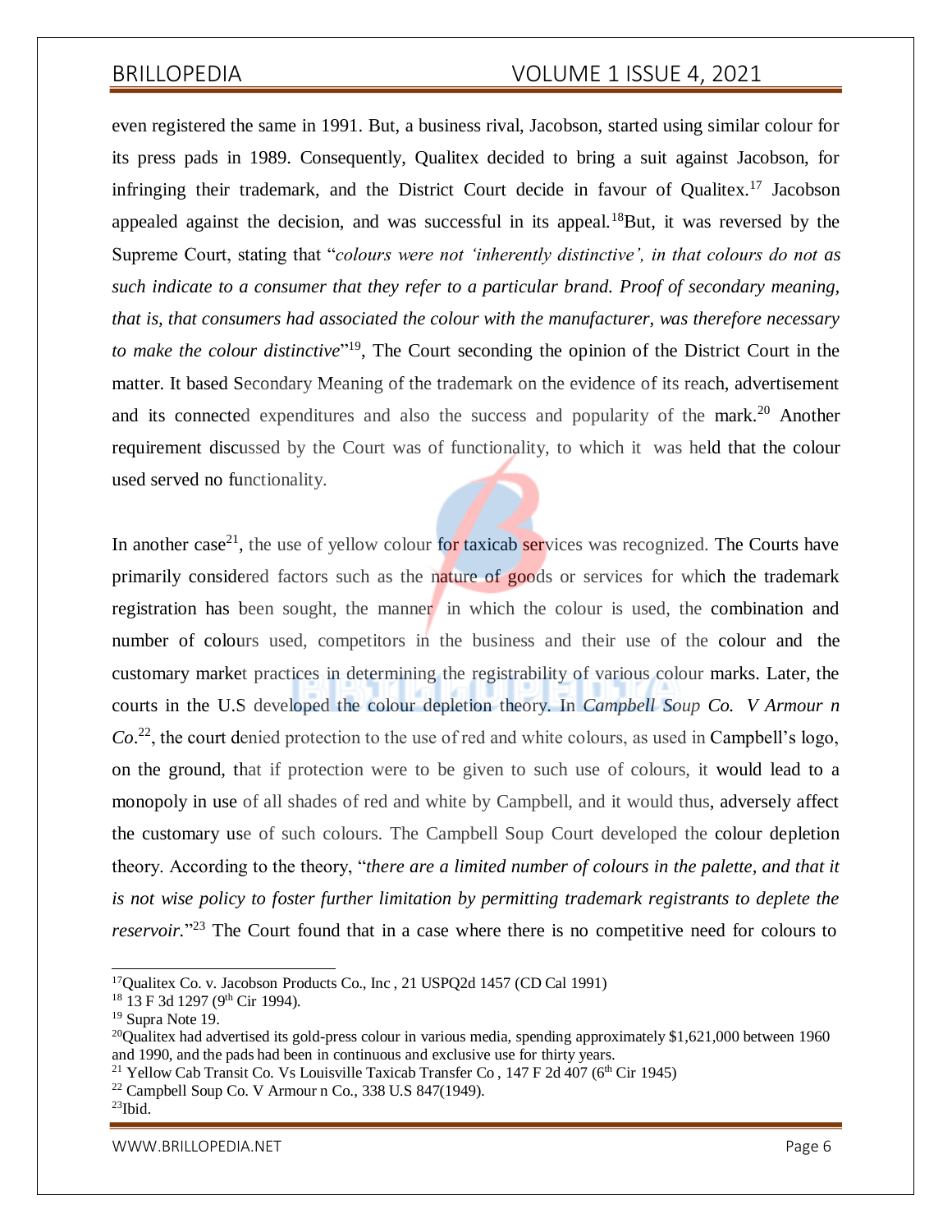even registered the same in 1991. But, a business rival, Jacobson, started using similar colour for its press pads in 1989. Consequently, Qualitex decided to bring a suit against Jacobson, for infringing their trademark, and the District Court decide in favour of Qualitex.[17] Jacobson appealed against the decision, and was successful in its appeal.[18]But, it was reversed by the Supreme Court, stating that "*colours were not 'inherently distinctive', in that colours do not as such indicate to a consumer that they refer to a particular brand. Proof of secondary meaning, that is, that consumers had associated the colour with the manufacturer, was therefore necessary to make the colour distinctive*"[19], The Court seconding the opinion of the District Court in the matter. It based Secondary Meaning of the trademark on the evidence of its reach, advertisement and its connected expenditures and also the success and popularity of the mark.[20] Another requirement discussed by the Court was of functionality, to which it was held that the colour used served no functionality.

In another case[21], the use of yellow colour for taxicab services was recognized. The Courts have primarily considered factors such as the nature of goods or services for which the trademark registration has been sought, the manner in which the colour is used, the combination and number of colours used, competitors in the business and their use of the colour and the customary market practices in determining the registrability of various colour marks. Later, the courts in the U.S developed the colour depletion theory. In *Campbell Soup Co. V Armour n Co*.[22], the court denied protection to the use of red and white colours, as used in Campbell's logo, on the ground, that if protection were to be given to such use of colours, it would lead to a monopoly in use of all shades of red and white by Campbell, and it would thus, adversely affect the customary use of such colours. The Campbell Soup Court developed the colour depletion theory. According to the theory, "*there are a limited number of colours in the palette, and that it is not wise policy to foster further limitation by permitting trademark registrants to deplete the reservoir.*"[23] The Court found that in a case where there is no competitive need for colours to

---

[17]Qualitex Co. v. Jacobson Products Co., Inc , 21 USPQ2d 1457 (CD Cal 1991)

[18] 13 F 3d 1297 (9th Cir 1994).

[19] Supra Note 19.

[20]Qualitex had advertised its gold-press colour in various media, spending approximately $1,621,000 between 1960 and 1990, and the pads had been in continuous and exclusive use for thirty years.

[21] Yellow Cab Transit Co. Vs Louisville Taxicab Transfer Co , 147 F 2d 407 (6th Cir 1945)

[22] Campbell Soup Co. V Armour n Co., 338 U.S 847(1949).

[23]Ibid.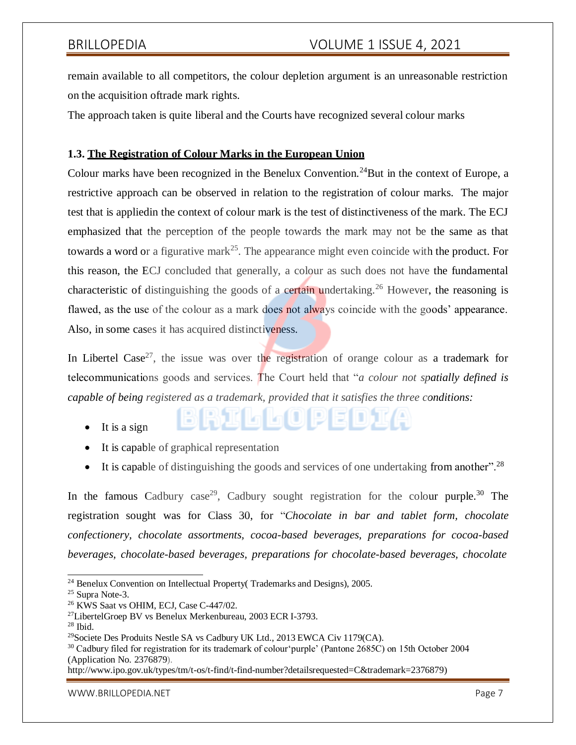remain available to all competitors, the colour depletion argument is an unreasonable restriction on the acquisition oftrade mark rights.

The approach taken is quite liberal and the Courts have recognized several colour marks

### 1.3. The Registration of Colour Marks in the European Union

Colour marks have been recognized in the Benelux Convention.[24]But in the context of Europe, a restrictive approach can be observed in relation to the registration of colour marks. The major test that is appliedin the context of colour mark is the test of distinctiveness of the mark. The ECJ emphasized that the perception of the people towards the mark may not be the same as that towards a word or a figurative mark[25]. The appearance might even coincide with the product. For this reason, the ECJ concluded that generally, a colour as such does not have the fundamental characteristic of distinguishing the goods of a certain undertaking.[26] However, the reasoning is flawed, as the use of the colour as a mark does not always coincide with the goods' appearance. Also, in some cases it has acquired distinctiveness.

In Libertel Case[27], the issue was over the registration of orange colour as a trademark for telecommunications goods and services. The Court held that "*a colour not spatially defined is capable of being registered as a trademark, provided that it satisfies the three conditions:*

- It is a sign
- It is capable of graphical representation
- It is capable of distinguishing the goods and services of one undertaking from another".[28]

In the famous Cadbury case[29], Cadbury sought registration for the colour purple.[30] The registration sought was for Class 30, for "*Chocolate in bar and tablet form, chocolate confectionery, chocolate assortments, cocoa-based beverages, preparations for cocoa-based beverages, chocolate-based beverages, preparations for chocolate-based beverages, chocolate*

---

[24] Benelux Convention on Intellectual Property( Trademarks and Designs), 2005.

[25] Supra Note-3.

[26] KWS Saat vs OHIM, ECJ, Case C-447/02.

[27] LibertelGroep BV vs Benelux Merkenbureau, 2003 ECR I-3793.

[28] Ibid.

[29] Societe Des Produits Nestle SA vs Cadbury UK Ltd., 2013 EWCA Civ 1179(CA).

[30] Cadbury filed for registration for its trademark of colour'purple' (Pantone 2685C) on 15th October 2004 (Application No. 2376879).

http://www.ipo.gov.uk/types/tm/t-os/t-find/t-find-number?detailsrequested=C&trademark=2376879)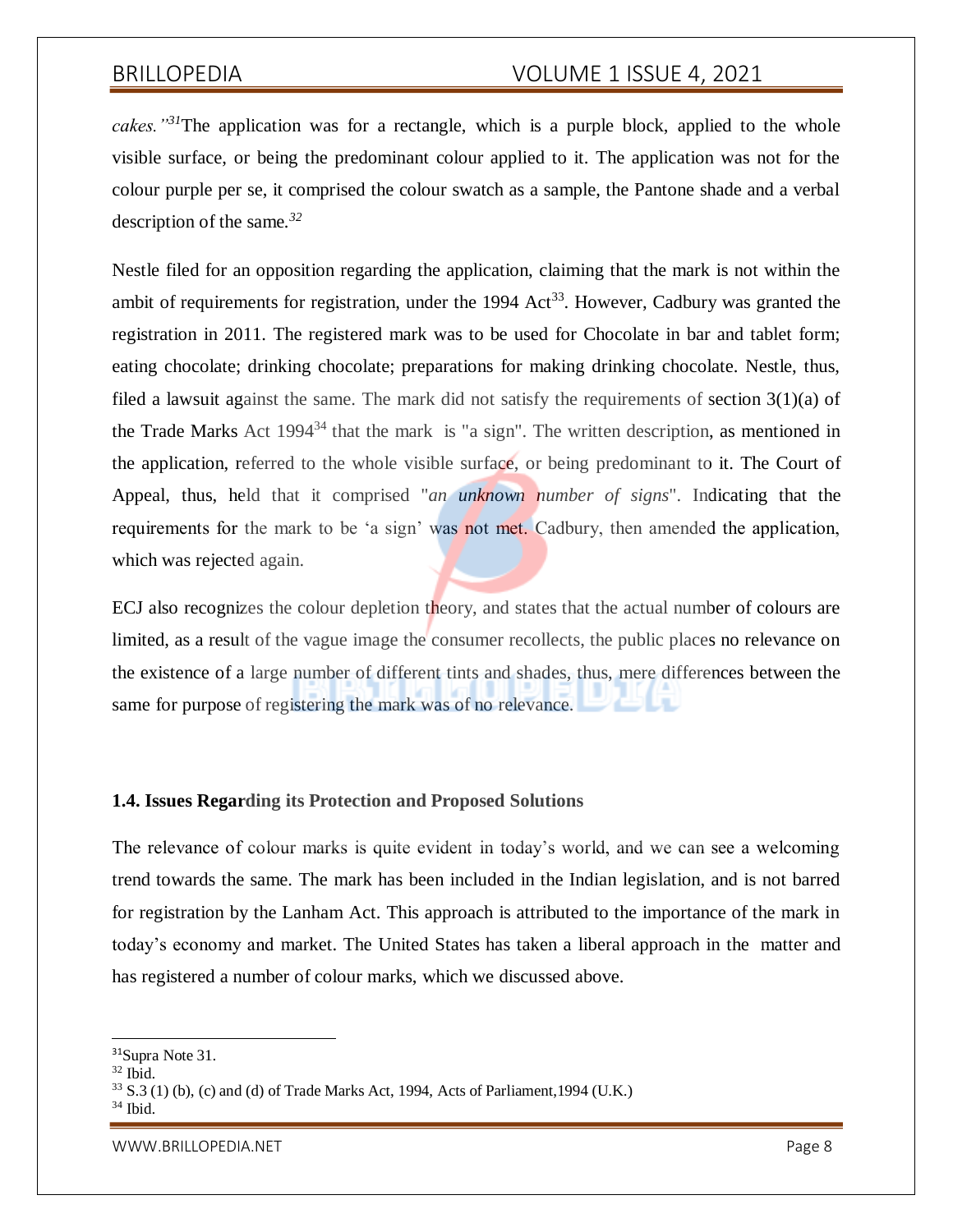*cakes."*[31]The application was for a rectangle, which is a purple block, applied to the whole visible surface, or being the predominant colour applied to it. The application was not for the colour purple per se, it comprised the colour swatch as a sample, the Pantone shade and a verbal description of the same.[32]

Nestle filed for an opposition regarding the application, claiming that the mark is not within the ambit of requirements for registration, under the 1994 Act[33]. However, Cadbury was granted the registration in 2011. The registered mark was to be used for Chocolate in bar and tablet form; eating chocolate; drinking chocolate; preparations for making drinking chocolate. Nestle, thus, filed a lawsuit against the same. The mark did not satisfy the requirements of section 3(1)(a) of the Trade Marks Act 1994[34] that the mark is "a sign". The written description, as mentioned in the application, referred to the whole visible surface, or being predominant to it. The Court of Appeal, thus, held that it comprised "*an unknown number of signs*". Indicating that the requirements for the mark to be 'a sign' was not met. Cadbury, then amended the application, which was rejected again.

ECJ also recognizes the colour depletion theory, and states that the actual number of colours are limited, as a result of the vague image the consumer recollects, the public places no relevance on the existence of a large number of different tints and shades, thus, mere differences between the same for purpose of registering the mark was of no relevance.

### 1.4. Issues Regarding its Protection and Proposed Solutions

The relevance of colour marks is quite evident in today's world, and we can see a welcoming trend towards the same. The mark has been included in the Indian legislation, and is not barred for registration by the Lanham Act. This approach is attributed to the importance of the mark in today's economy and market. The United States has taken a liberal approach in the matter and has registered a number of colour marks, which we discussed above.

---

[31]Supra Note 31.

[32] Ibid.

[33] S.3 (1) (b), (c) and (d) of Trade Marks Act, 1994, Acts of Parliament,1994 (U.K.)

[34] Ibid.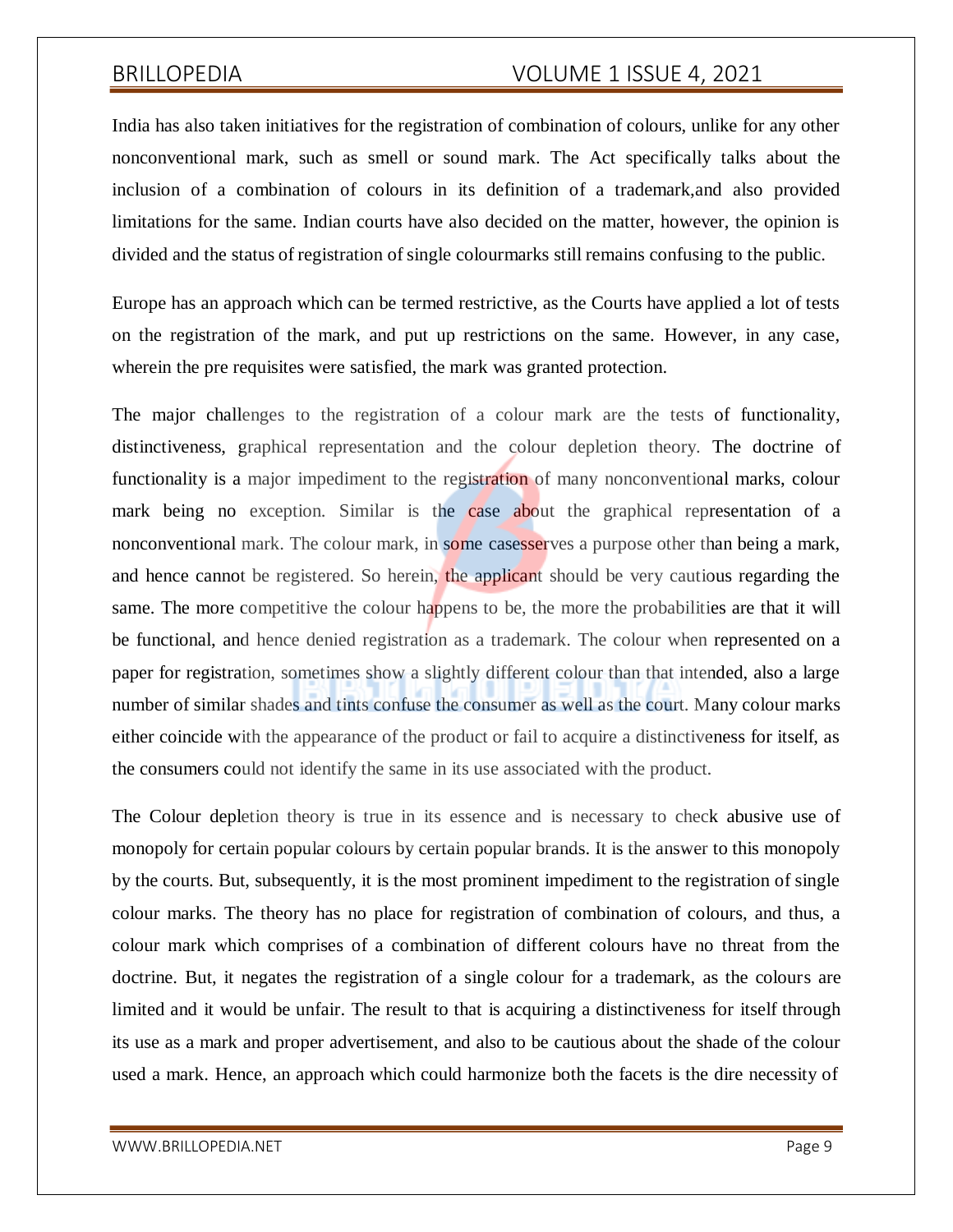India has also taken initiatives for the registration of combination of colours, unlike for any other nonconventional mark, such as smell or sound mark. The Act specifically talks about the inclusion of a combination of colours in its definition of a trademark,and also provided limitations for the same. Indian courts have also decided on the matter, however, the opinion is divided and the status of registration of single colourmarks still remains confusing to the public.

Europe has an approach which can be termed restrictive, as the Courts have applied a lot of tests on the registration of the mark, and put up restrictions on the same. However, in any case, wherein the pre requisites were satisfied, the mark was granted protection.

The major challenges to the registration of a colour mark are the tests of functionality, distinctiveness, graphical representation and the colour depletion theory. The doctrine of functionality is a major impediment to the registration of many nonconventional marks, colour mark being no exception. Similar is the case about the graphical representation of a nonconventional mark. The colour mark, in some casesserves a purpose other than being a mark, and hence cannot be registered. So herein, the applicant should be very cautious regarding the same. The more competitive the colour happens to be, the more the probabilities are that it will be functional, and hence denied registration as a trademark. The colour when represented on a paper for registration, sometimes show a slightly different colour than that intended, also a large number of similar shades and tints confuse the consumer as well as the court. Many colour marks either coincide with the appearance of the product or fail to acquire a distinctiveness for itself, as the consumers could not identify the same in its use associated with the product.

The Colour depletion theory is true in its essence and is necessary to check abusive use of monopoly for certain popular colours by certain popular brands. It is the answer to this monopoly by the courts. But, subsequently, it is the most prominent impediment to the registration of single colour marks. The theory has no place for registration of combination of colours, and thus, a colour mark which comprises of a combination of different colours have no threat from the doctrine. But, it negates the registration of a single colour for a trademark, as the colours are limited and it would be unfair. The result to that is acquiring a distinctiveness for itself through its use as a mark and proper advertisement, and also to be cautious about the shade of the colour used a mark. Hence, an approach which could harmonize both the facets is the dire necessity of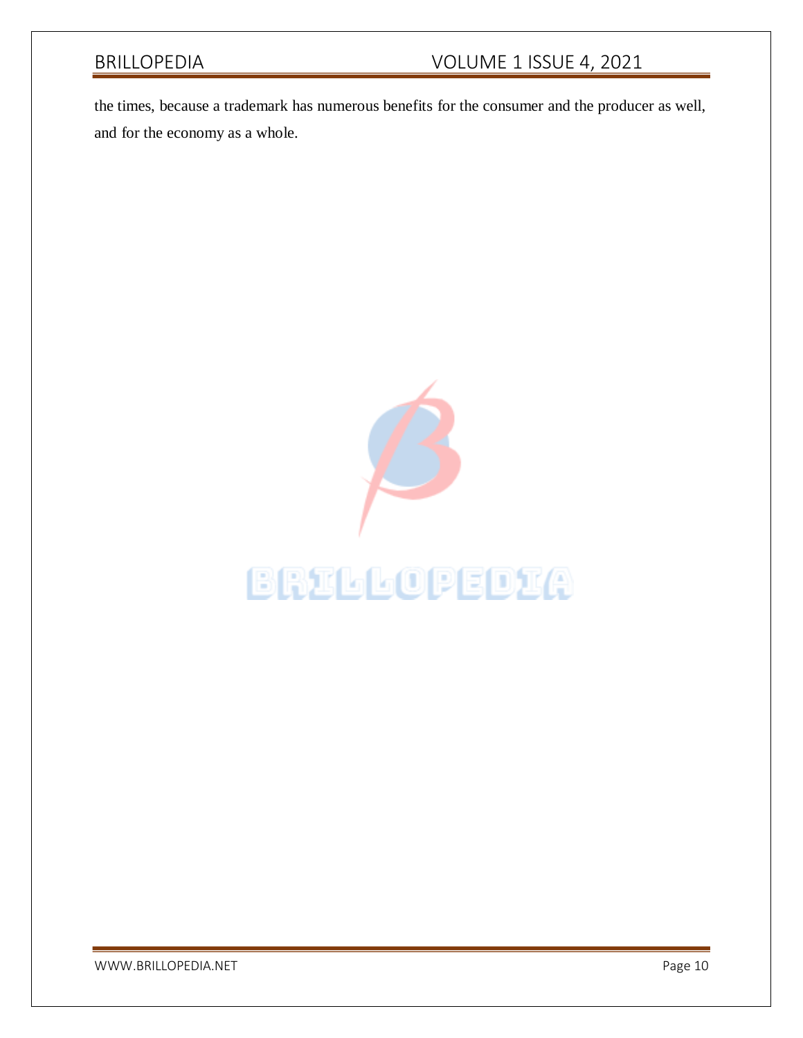the times, because a trademark has numerous benefits for the consumer and the producer as well, and for the economy as a whole.